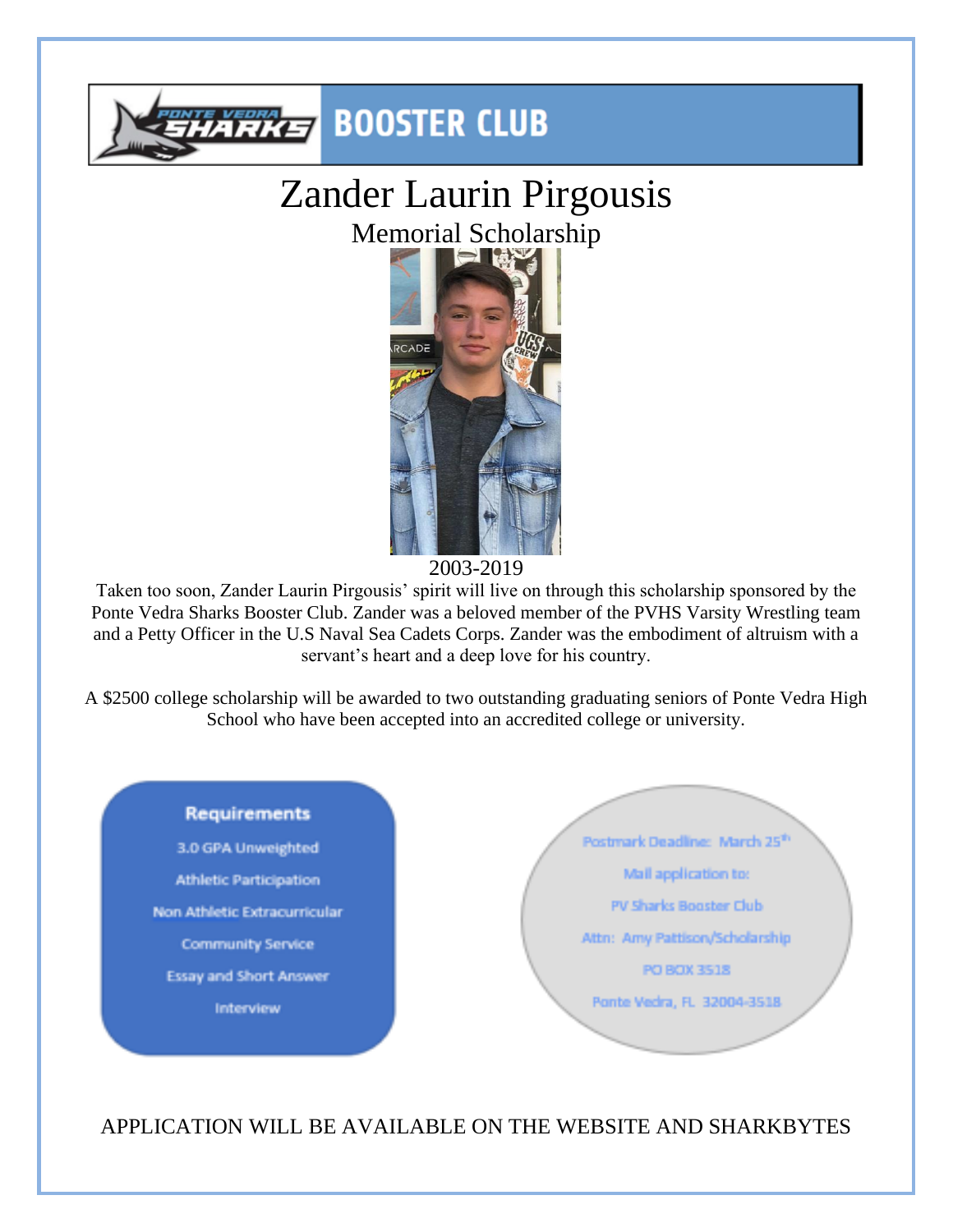# BOOSTER CLUB

# Zander Laurin Pirgousis

## Memorial Scholarship

2003-2019

Taken too soon, Zander Laurin Pirgousis' spirit will live on through this scholarship sponsored by the Ponte Vedra Sharks Booster Club. Zander was a beloved member of the PVHS Varsity Wrestling team and a Petty Officer in the U.S Naval Sea Cadets Corps. Zander was the embodiment of altruism with a servant's heart and a deep love for his country.

A $2500 college scholarship will be awarded to two outstanding graduating seniors of Ponte Vedra High School who have been accepted into an accredited college or university.

**Requirements**

3.0 GPA Unweighted

Athletic Participation

Non Athletic Extracurricular

Community Service

Essay and Short Answer

Interview

Postmark Deadline: March 25th

Mail application to:

PV Sharks Booster Club

Attn: Amy Pattison/Scholarship

PO BOX 3518

Ponte Vedra, FL 32004-3518

APPLICATION WILL BE AVAILABLE ON THE WEBSITE AND SHARKBYTES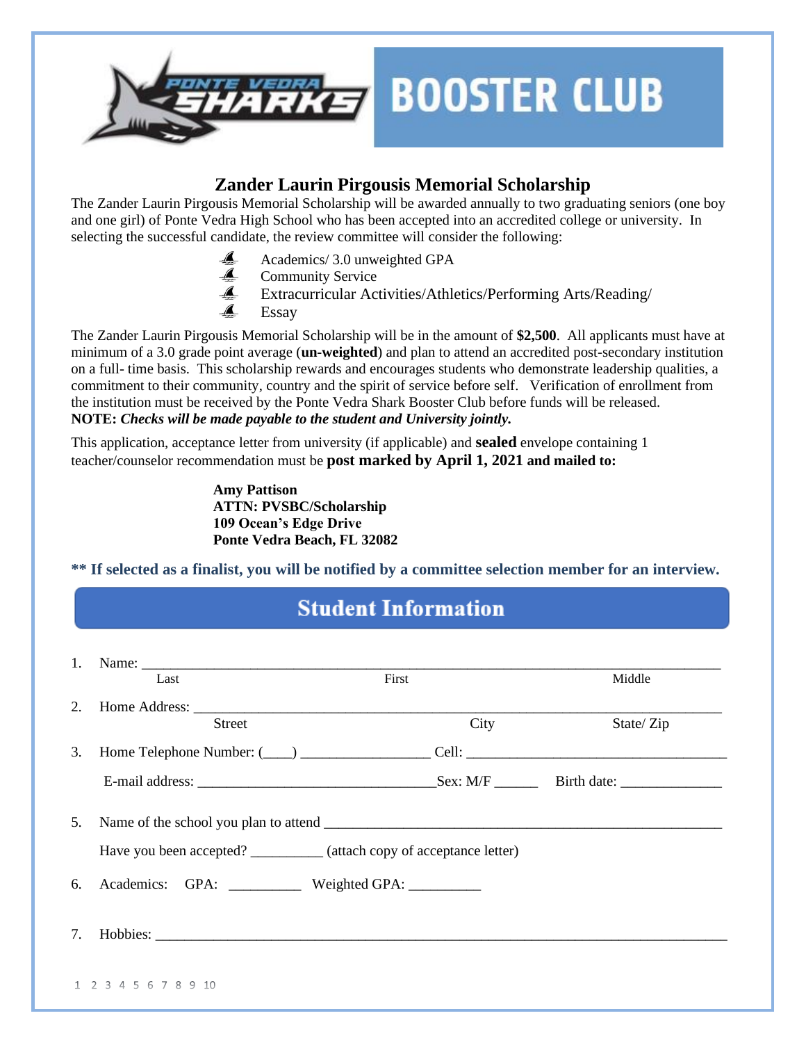BOOSTER CLUB

## Zander Laurin Pirgousis Memorial Scholarship

The Zander Laurin Pirgousis Memorial Scholarship will be awarded annually to two graduating seniors (one boy and one girl) of Ponte Vedra High School who has been accepted into an accredited college or university. In selecting the successful candidate, the review committee will consider the following:

- Academics/ 3.0 unweighted GPA
- Community Service
- Extracurricular Activities/Athletics/Performing Arts/Reading/
- Essay

The Zander Laurin Pirgousis Memorial Scholarship will be in the amount of **$2,500**. All applicants must have at minimum of a 3.0 grade point average (**un-weighted**) and plan to attend an accredited post-secondary institution on a full- time basis. This scholarship rewards and encourages students who demonstrate leadership qualities, a commitment to their community, country and the spirit of service before self. Verification of enrollment from the institution must be received by the Ponte Vedra Shark Booster Club before funds will be released.
**NOTE:** ***Checks will be made payable to the student and University jointly.***

This application, acceptance letter from university (if applicable) and **sealed** envelope containing 1 teacher/counselor recommendation must be **post marked by April 1, 2021 and mailed to:**

**Amy Pattison**
**ATTN: PVSBC/Scholarship**
**109 Ocean's Edge Drive**
**Ponte Vedra Beach, FL 32082**

**\*\* If selected as a finalist, you will be notified by a committee selection member for an interview.**

## Student Information

1. Name: ________________________________________________________________
   Last First Middle

2. Home Address: __________________________________________________________
   Street City State/ Zip

3. Home Telephone Number: (____) _________________ Cell: ___________________________________

   E-mail address: ________________________________Sex: M/F ______ Birth date: _____________

5. Name of the school you plan to attend ___________________________________________________

   Have you been accepted? __________ (attach copy of acceptance letter)

6. Academics: GPA: __________ Weighted GPA: __________

7. Hobbies: ________________________________________________________________________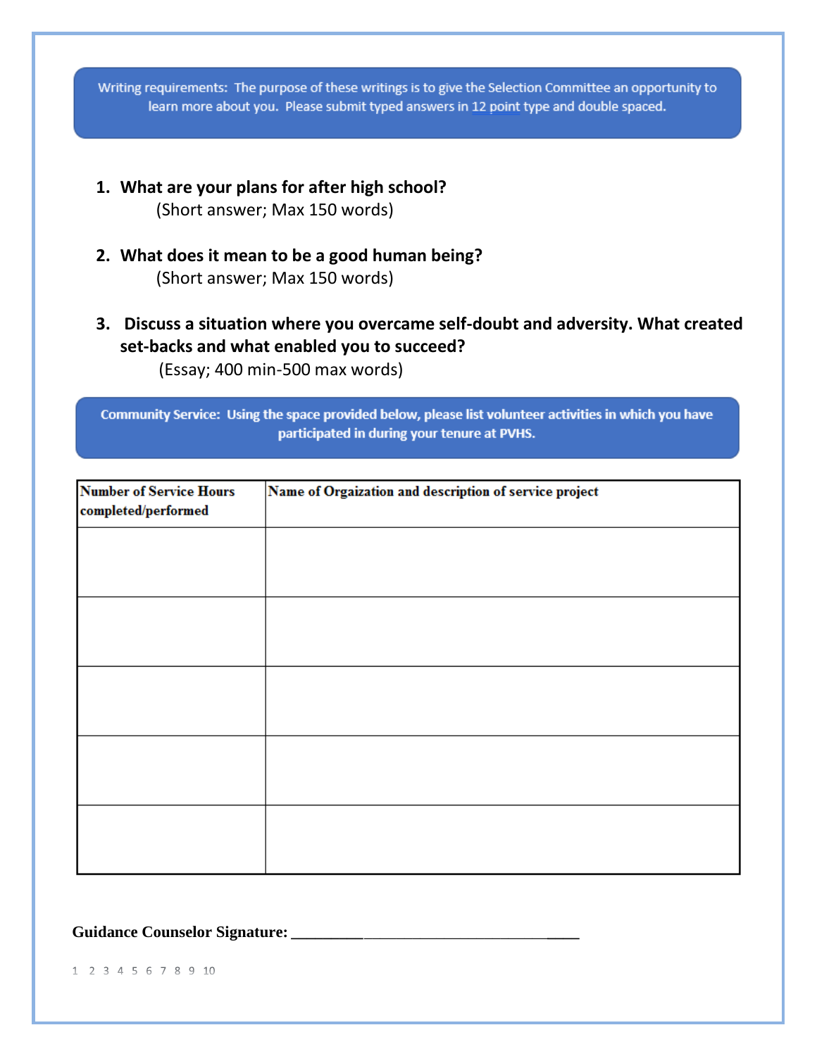Writing requirements: The purpose of these writings is to give the Selection Committee an opportunity to learn more about you. Please submit typed answers in 12 point type and double spaced.

1. **What are your plans for after high school?**
   (Short answer; Max 150 words)

2. **What does it mean to be a good human being?**
   (Short answer; Max 150 words)

3. **Discuss a situation where you overcame self-doubt and adversity. What created set-backs and what enabled you to succeed?**
   (Essay; 400 min-500 max words)

**Community Service: Using the space provided below, please list volunteer activities in which you have participated in during your tenure at PVHS.**

| Number of Service Hours completed/performed | Name of Orgaization and description of service project |
|---|---|
| | |
| | |
| | |
| | |
| | |

**Guidance Counselor Signature:** ___________________________________________

1 2 3 4 5 6 7 8 9 10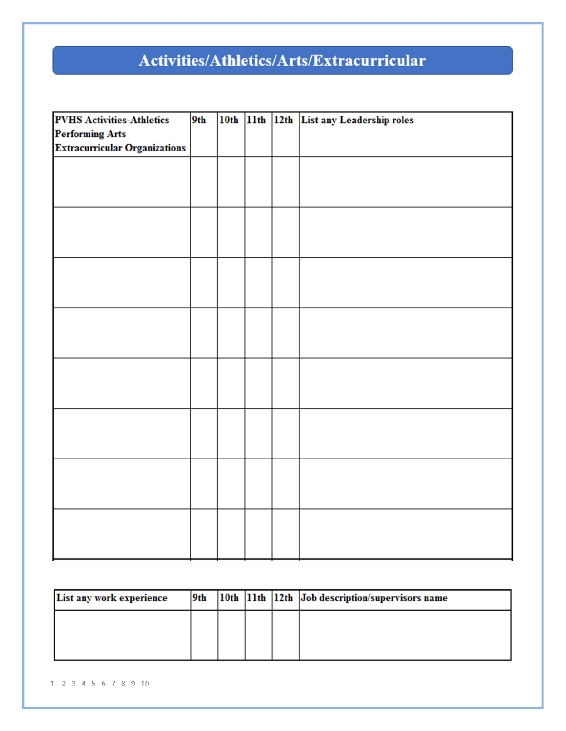# Activities/Athletics/Arts/Extracurricular

| PVHS Activities-Athletics Performing Arts Extracurricular Organizations | 9th | 10th | 11th | 12th | List any Leadership roles |
|---|---|---|---|---|---|
| | | | | | |
| | | | | | |
| | | | | | |
| | | | | | |
| | | | | | |
| | | | | | |
| | | | | | |
| | | | | | |

| List any work experience | 9th | 10th | 11th | 12th | Job description/supervisors name |
|---|---|---|---|---|---|
| | | | | | |

1 2 3 4 5 6 7 8 9 10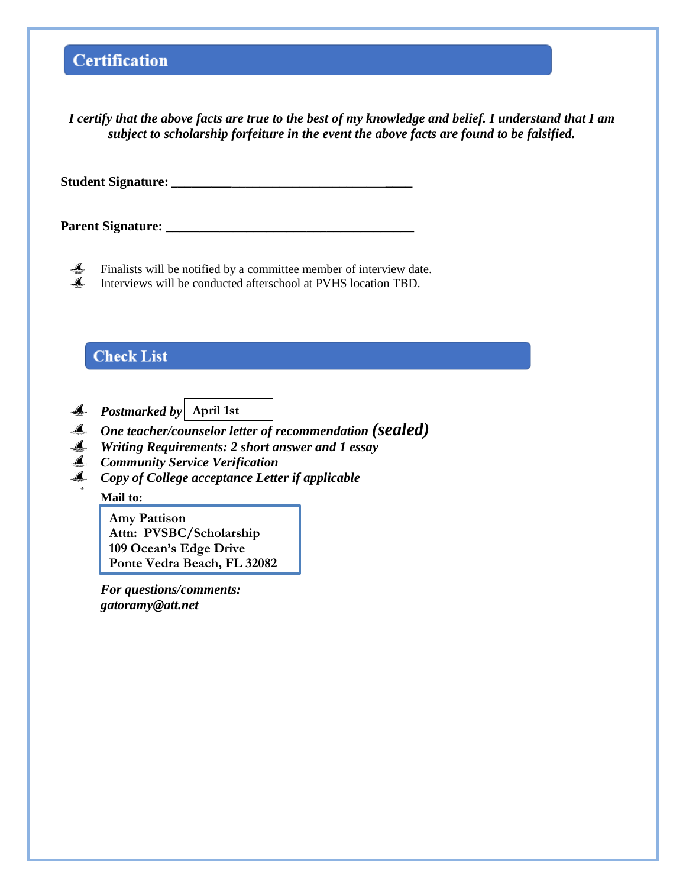## Certification

***I certify that the above facts are true to the best of my knowledge and belief. I understand that I am subject to scholarship forfeiture in the event the above facts are found to be falsified.***

**Student Signature: ______________________________________**

**Parent Signature: _______________________________________**

- Finalists will be notified by a committee member of interview date.
- Interviews will be conducted afterschool at PVHS location TBD.

## Check List

- ***Postmarked by*** April 1st
- ***One teacher/counselor letter of recommendation (sealed)***
- ***Writing Requirements: 2 short answer and 1 essay***
- ***Community Service Verification***
- ***Copy of College acceptance Letter if applicable***

**Mail to:**

**Amy Pattison**
**Attn: PVSBC/Scholarship**
**109 Ocean's Edge Drive**
**Ponte Vedra Beach, FL 32082**

***For questions/comments:***
***gatoramy@att.net***